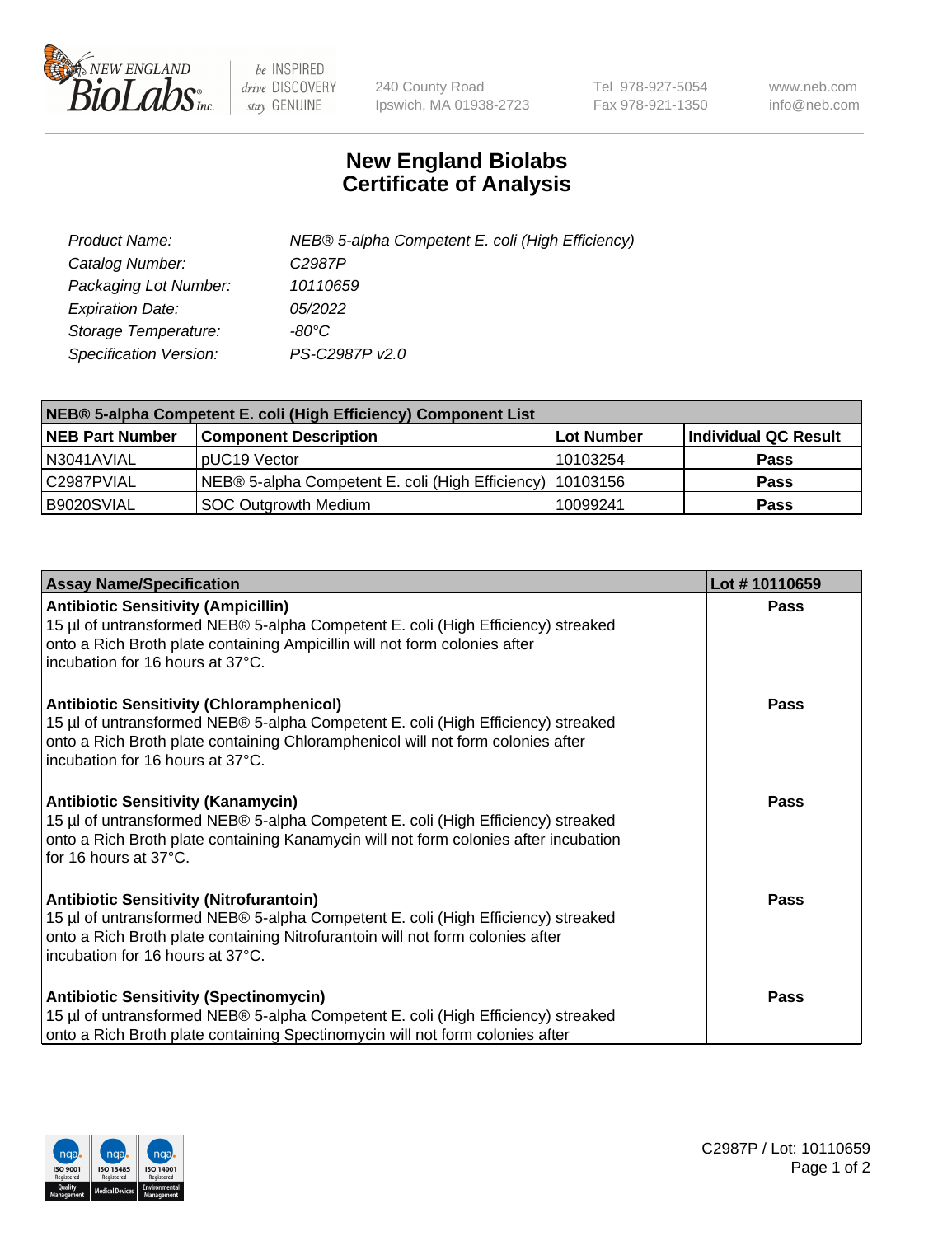# New England Biolabs
## Certificate of Analysis

| | |
|---|---|
| *Product Name:* | *NEB® 5-alpha Competent E. coli (High Efficiency)* |
| *Catalog Number:* | *C2987P* |
| *Packaging Lot Number:* | *10110659* |
| *Expiration Date:* | *05/2022* |
| *Storage Temperature:* | *-80°C* |
| *Specification Version:* | *PS-C2987P v2.0* |

| NEB® 5-alpha Competent E. coli (High Efficiency) Component List | | | |
|---|---|---|---|
| **NEB Part Number** | **Component Description** | **Lot Number** | **Individual QC Result** |
| N3041AVIAL | pUC19 Vector | 10103254 | **Pass** |
| C2987PVIAL | NEB® 5-alpha Competent E. coli (High Efficiency) | 10103156 | **Pass** |
| B9020SVIAL | SOC Outgrowth Medium | 10099241 | **Pass** |

| Assay Name/Specification | Lot # 10110659 |
|---|---|
| **Antibiotic Sensitivity (Ampicillin)**<br>15 µl of untransformed NEB® 5-alpha Competent E. coli (High Efficiency) streaked onto a Rich Broth plate containing Ampicillin will not form colonies after incubation for 16 hours at 37°C. | **Pass** |
| **Antibiotic Sensitivity (Chloramphenicol)**<br>15 µl of untransformed NEB® 5-alpha Competent E. coli (High Efficiency) streaked onto a Rich Broth plate containing Chloramphenicol will not form colonies after incubation for 16 hours at 37°C. | **Pass** |
| **Antibiotic Sensitivity (Kanamycin)**<br>15 µl of untransformed NEB® 5-alpha Competent E. coli (High Efficiency) streaked onto a Rich Broth plate containing Kanamycin will not form colonies after incubation for 16 hours at 37°C. | **Pass** |
| **Antibiotic Sensitivity (Nitrofurantoin)**<br>15 µl of untransformed NEB® 5-alpha Competent E. coli (High Efficiency) streaked onto a Rich Broth plate containing Nitrofurantoin will not form colonies after incubation for 16 hours at 37°C. | **Pass** |
| **Antibiotic Sensitivity (Spectinomycin)**<br>15 µl of untransformed NEB® 5-alpha Competent E. coli (High Efficiency) streaked onto a Rich Broth plate containing Spectinomycin will not form colonies after | **Pass** |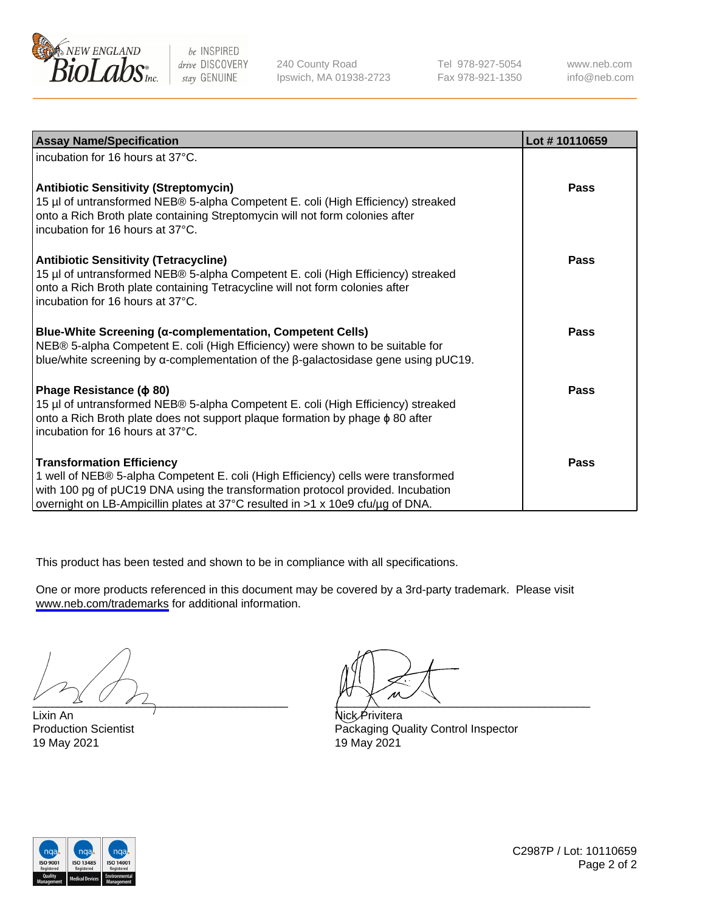| Assay Name/Specification | Lot # 10110659 |
|---|---|
| incubation for 16 hours at 37°C. | |
| **Antibiotic Sensitivity (Streptomycin)**<br>15 µl of untransformed NEB® 5-alpha Competent E. coli (High Efficiency) streaked onto a Rich Broth plate containing Streptomycin will not form colonies after incubation for 16 hours at 37°C. | **Pass** |
| **Antibiotic Sensitivity (Tetracycline)**<br>15 µl of untransformed NEB® 5-alpha Competent E. coli (High Efficiency) streaked onto a Rich Broth plate containing Tetracycline will not form colonies after incubation for 16 hours at 37°C. | **Pass** |
| **Blue-White Screening (α-complementation, Competent Cells)**<br>NEB® 5-alpha Competent E. coli (High Efficiency) were shown to be suitable for blue/white screening by α-complementation of the β-galactosidase gene using pUC19. | **Pass** |
| **Phage Resistance (ϕ 80)**<br>15 µl of untransformed NEB® 5-alpha Competent E. coli (High Efficiency) streaked onto a Rich Broth plate does not support plaque formation by phage ϕ 80 after incubation for 16 hours at 37°C. | **Pass** |
| **Transformation Efficiency**<br>1 well of NEB® 5-alpha Competent E. coli (High Efficiency) cells were transformed with 100 pg of pUC19 DNA using the transformation protocol provided. Incubation overnight on LB-Ampicillin plates at 37°C resulted in >1 x 10e9 cfu/µg of DNA. | **Pass** |

This product has been tested and shown to be in compliance with all specifications.

One or more products referenced in this document may be covered by a 3rd-party trademark. Please visit www.neb.com/trademarks for additional information.

Lixin An
Production Scientist
19 May 2021

Nick Privitera
Packaging Quality Control Inspector
19 May 2021

C2987P / Lot: 10110659